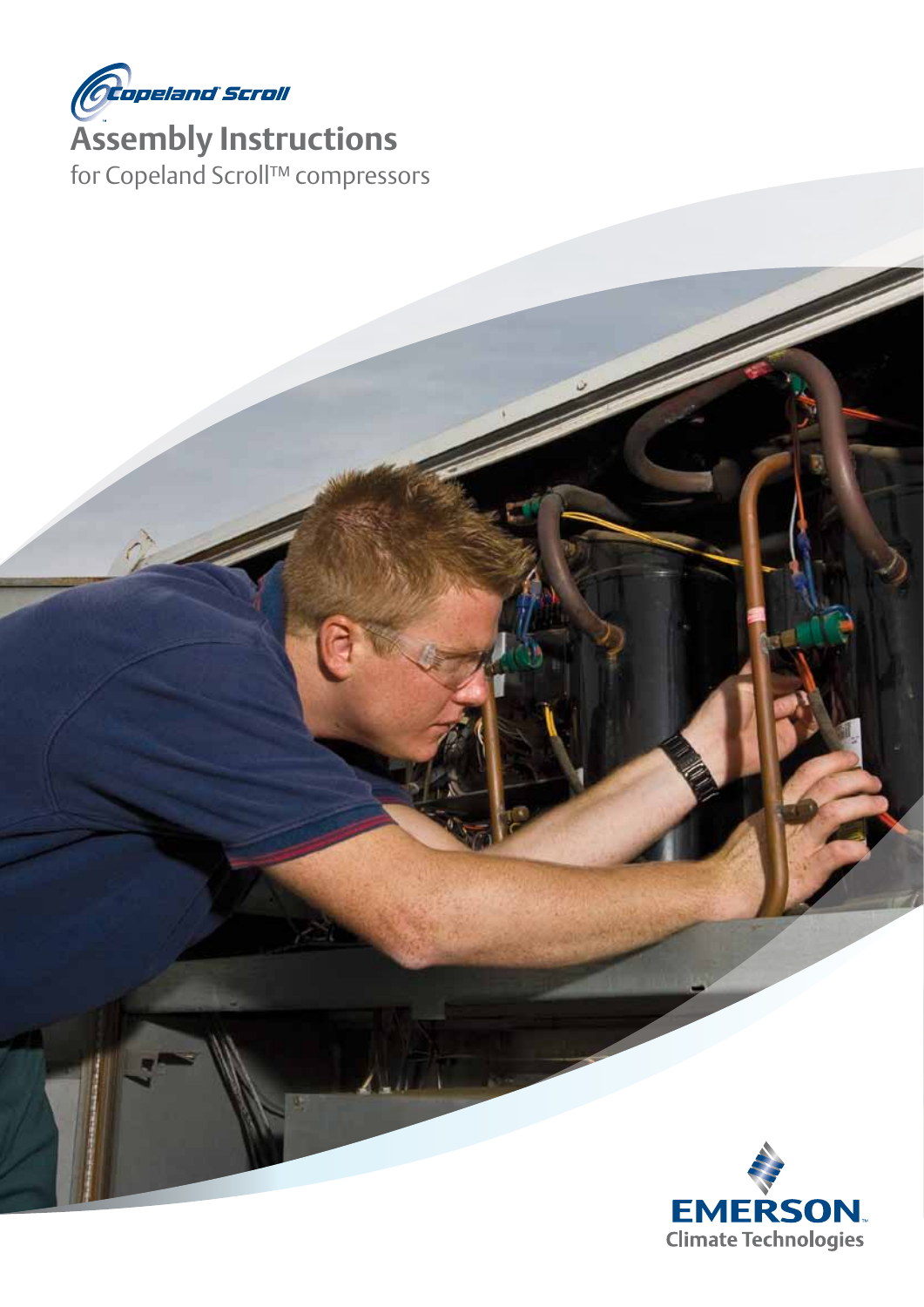Copeland Scroll

# Assembly Instructions

for Copeland Scroll™ compressors

EMERSON.
Climate Technologies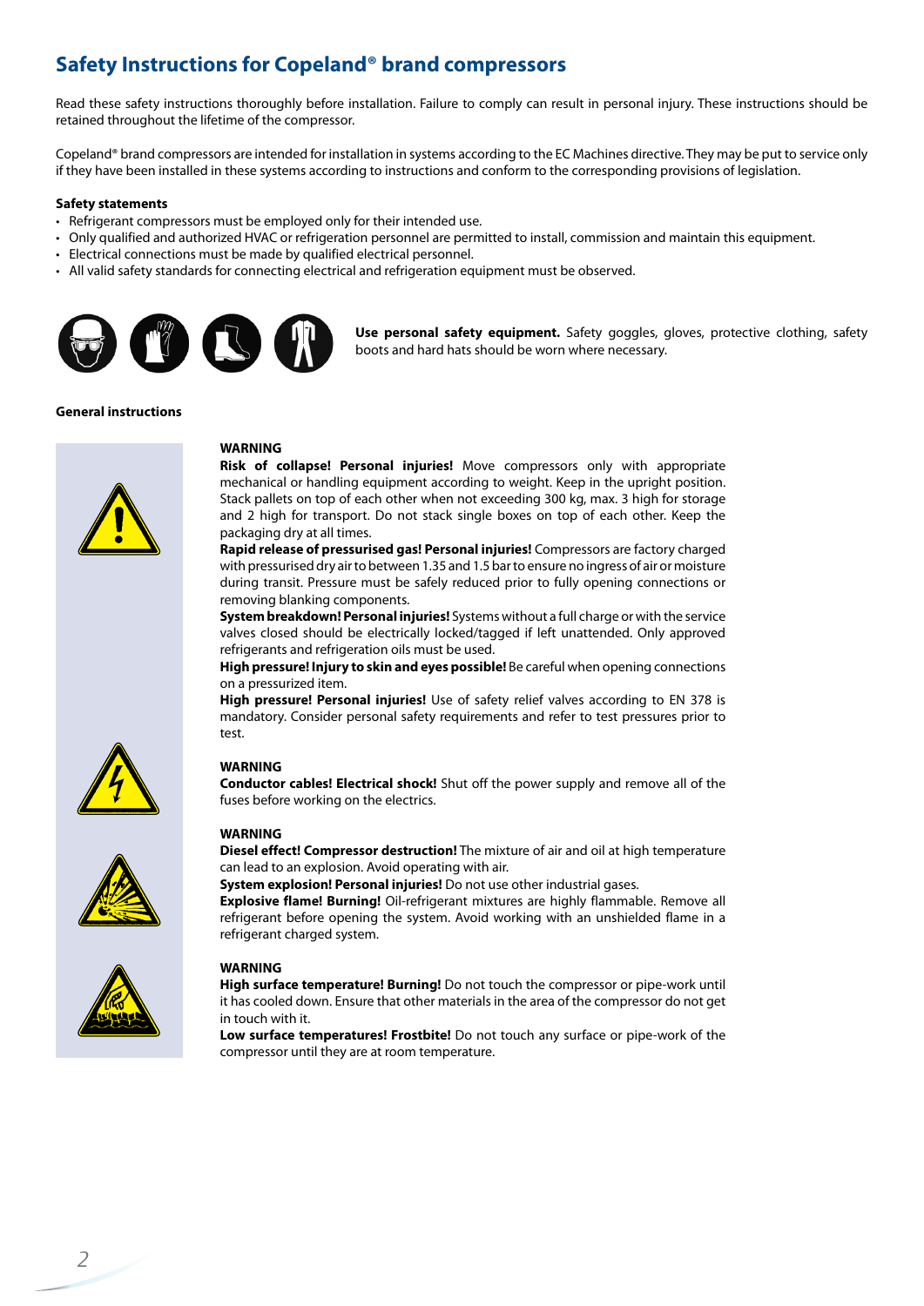# Safety Instructions for Copeland® brand compressors

Read these safety instructions thoroughly before installation. Failure to comply can result in personal injury. These instructions should be retained throughout the lifetime of the compressor.

Copeland® brand compressors are intended for installation in systems according to the EC Machines directive. They may be put to service only if they have been installed in these systems according to instructions and conform to the corresponding provisions of legislation.

### Safety statements

- Refrigerant compressors must be employed only for their intended use.
- Only qualified and authorized HVAC or refrigeration personnel are permitted to install, commission and maintain this equipment.
- Electrical connections must be made by qualified electrical personnel.
- All valid safety standards for connecting electrical and refrigeration equipment must be observed.

**Use personal safety equipment.** Safety goggles, gloves, protective clothing, safety boots and hard hats should be worn where necessary.

### General instructions

**WARNING**

**Risk of collapse! Personal injuries!** Move compressors only with appropriate mechanical or handling equipment according to weight. Keep in the upright position. Stack pallets on top of each other when not exceeding 300 kg, max. 3 high for storage and 2 high for transport. Do not stack single boxes on top of each other. Keep the packaging dry at all times.

**Rapid release of pressurised gas! Personal injuries!** Compressors are factory charged with pressurised dry air to between 1.35 and 1.5 bar to ensure no ingress of air or moisture during transit. Pressure must be safely reduced prior to fully opening connections or removing blanking components.

**System breakdown! Personal injuries!** Systems without a full charge or with the service valves closed should be electrically locked/tagged if left unattended. Only approved refrigerants and refrigeration oils must be used.

**High pressure! Injury to skin and eyes possible!** Be careful when opening connections on a pressurized item.

**High pressure! Personal injuries!** Use of safety relief valves according to EN 378 is mandatory. Consider personal safety requirements and refer to test pressures prior to test.

**WARNING**

**Conductor cables! Electrical shock!** Shut off the power supply and remove all of the fuses before working on the electrics.

**WARNING**

**Diesel effect! Compressor destruction!** The mixture of air and oil at high temperature can lead to an explosion. Avoid operating with air.

**System explosion! Personal injuries!** Do not use other industrial gases.

**Explosive flame! Burning!** Oil-refrigerant mixtures are highly flammable. Remove all refrigerant before opening the system. Avoid working with an unshielded flame in a refrigerant charged system.

**WARNING**

**High surface temperature! Burning!** Do not touch the compressor or pipe-work until it has cooled down. Ensure that other materials in the area of the compressor do not get in touch with it.

**Low surface temperatures! Frostbite!** Do not touch any surface or pipe-work of the compressor until they are at room temperature.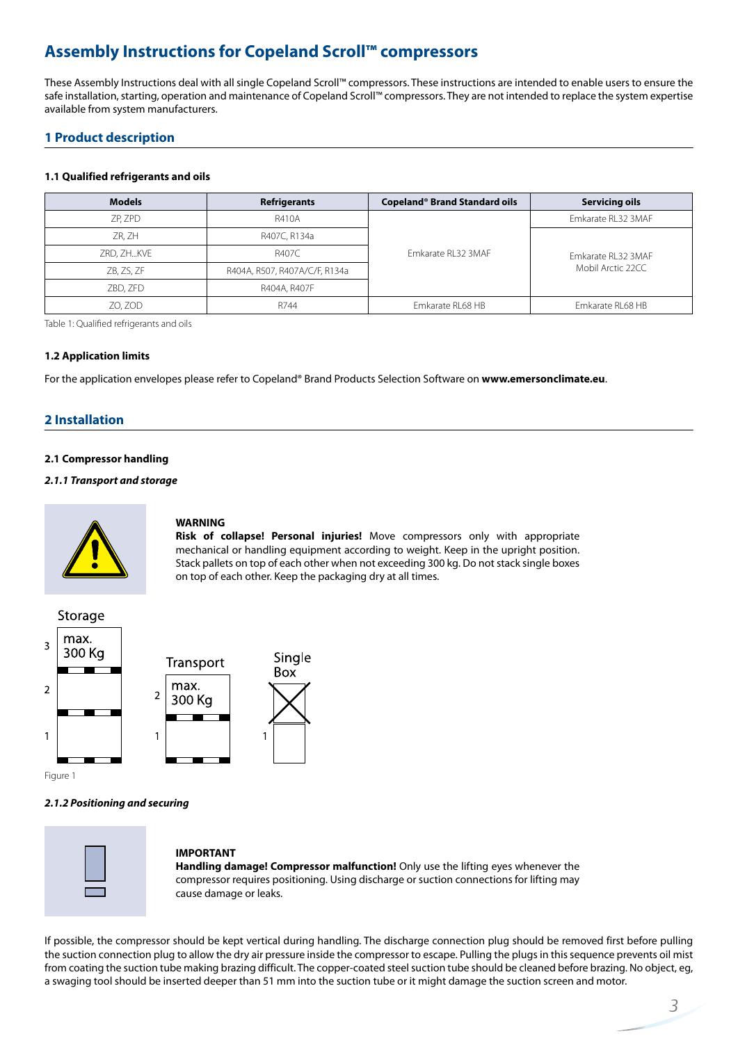# Assembly Instructions for Copeland Scroll™ compressors

These Assembly Instructions deal with all single Copeland Scroll™ compressors. These instructions are intended to enable users to ensure the safe installation, starting, operation and maintenance of Copeland Scroll™ compressors. They are not intended to replace the system expertise available from system manufacturers.

## 1 Product description

### 1.1 Qualified refrigerants and oils

| Models | Refrigerants | Copeland® Brand Standard oils | Servicing oils |
|---|---|---|---|
| ZP, ZPD | R410A | Emkarate RL32 3MAF | Emkarate RL32 3MAF |
| ZR, ZH | R407C, R134a | | Emkarate RL32 3MAF<br>Mobil Arctic 22CC |
| ZRD, ZH...KVE | R407C | | |
| ZB, ZS, ZF | R404A, R507, R407A/C/F, R134a | | |
| ZBD, ZFD | R404A, R407F | | |
| ZO, ZOD | R744 | Emkarate RL68 HB | Emkarate RL68 HB |

Table 1: Qualified refrigerants and oils

### 1.2 Application limits

For the application envelopes please refer to Copeland® Brand Products Selection Software on **www.emersonclimate.eu**.

## 2 Installation

### 2.1 Compressor handling

#### *2.1.1 Transport and storage*

**WARNING**
**Risk of collapse! Personal injuries!** Move compressors only with appropriate mechanical or handling equipment according to weight. Keep in the upright position. Stack pallets on top of each other when not exceeding 300 kg. Do not stack single boxes on top of each other. Keep the packaging dry at all times.

Storage
3
max.
300 Kg
2
1

Transport
2
max.
300 Kg
1

Single
Box
1

Figure 1

#### *2.1.2 Positioning and securing*

**IMPORTANT**
**Handling damage! Compressor malfunction!** Only use the lifting eyes whenever the compressor requires positioning. Using discharge or suction connections for lifting may cause damage or leaks.

If possible, the compressor should be kept vertical during handling. The discharge connection plug should be removed first before pulling the suction connection plug to allow the dry air pressure inside the compressor to escape. Pulling the plugs in this sequence prevents oil mist from coating the suction tube making brazing difficult. The copper-coated steel suction tube should be cleaned before brazing. No object, eg, a swaging tool should be inserted deeper than 51 mm into the suction tube or it might damage the suction screen and motor.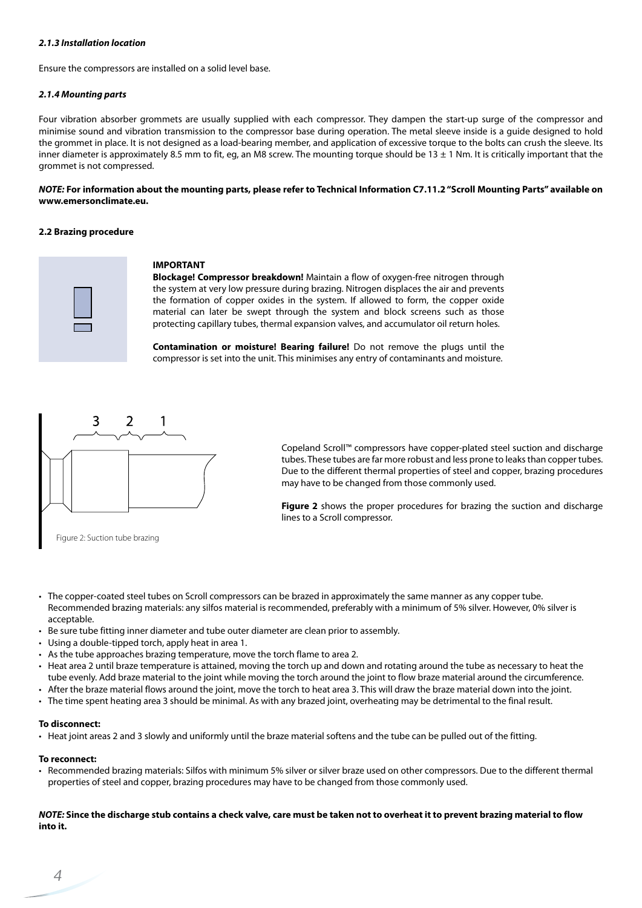#### *2.1.3 Installation location*

Ensure the compressors are installed on a solid level base.

#### *2.1.4 Mounting parts*

Four vibration absorber grommets are usually supplied with each compressor. They dampen the start-up surge of the compressor and minimise sound and vibration transmission to the compressor base during operation. The metal sleeve inside is a guide designed to hold the grommet in place. It is not designed as a load-bearing member, and application of excessive torque to the bolts can crush the sleeve. Its inner diameter is approximately 8.5 mm to fit, eg, an M8 screw. The mounting torque should be 13 ± 1 Nm. It is critically important that the grommet is not compressed.

***NOTE:* For information about the mounting parts, please refer to Technical Information C7.11.2 "Scroll Mounting Parts" available on www.emersonclimate.eu.**

### 2.2 Brazing procedure

**IMPORTANT**

**Blockage! Compressor breakdown!** Maintain a flow of oxygen-free nitrogen through the system at very low pressure during brazing. Nitrogen displaces the air and prevents the formation of copper oxides in the system. If allowed to form, the copper oxide material can later be swept through the system and block screens such as those protecting capillary tubes, thermal expansion valves, and accumulator oil return holes.

**Contamination or moisture! Bearing failure!** Do not remove the plugs until the compressor is set into the unit. This minimises any entry of contaminants and moisture.

3 2 1

Figure 2: Suction tube brazing

Copeland Scroll™ compressors have copper-plated steel suction and discharge tubes. These tubes are far more robust and less prone to leaks than copper tubes. Due to the different thermal properties of steel and copper, brazing procedures may have to be changed from those commonly used.

**Figure 2** shows the proper procedures for brazing the suction and discharge lines to a Scroll compressor.

- The copper-coated steel tubes on Scroll compressors can be brazed in approximately the same manner as any copper tube. Recommended brazing materials: any silfos material is recommended, preferably with a minimum of 5% silver. However, 0% silver is acceptable.
- Be sure tube fitting inner diameter and tube outer diameter are clean prior to assembly.
- Using a double-tipped torch, apply heat in area 1.
- As the tube approaches brazing temperature, move the torch flame to area 2.
- Heat area 2 until braze temperature is attained, moving the torch up and down and rotating around the tube as necessary to heat the tube evenly. Add braze material to the joint while moving the torch around the joint to flow braze material around the circumference.
- After the braze material flows around the joint, move the torch to heat area 3. This will draw the braze material down into the joint.
- The time spent heating area 3 should be minimal. As with any brazed joint, overheating may be detrimental to the final result.

**To disconnect:**

- Heat joint areas 2 and 3 slowly and uniformly until the braze material softens and the tube can be pulled out of the fitting.

**To reconnect:**

- Recommended brazing materials: Silfos with minimum 5% silver or silver braze used on other compressors. Due to the different thermal properties of steel and copper, brazing procedures may have to be changed from those commonly used.

***NOTE:* Since the discharge stub contains a check valve, care must be taken not to overheat it to prevent brazing material to flow into it.**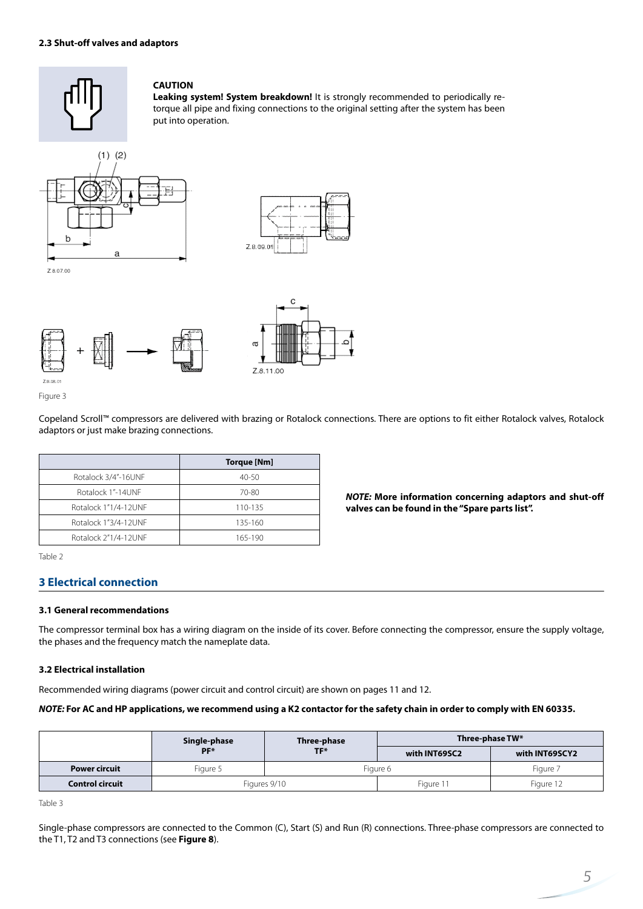### 2.3 Shut-off valves and adaptors

**CAUTION**
**Leaking system! System breakdown!** It is strongly recommended to periodically re-torque all pipe and fixing connections to the original setting after the system has been put into operation.

Figure 3

Copeland Scroll™ compressors are delivered with brazing or Rotalock connections. There are options to fit either Rotalock valves, Rotalock adaptors or just make brazing connections.

| | Torque [Nm] |
|---|---|
| Rotalock 3/4"-16UNF | 40-50 |
| Rotalock 1"-14UNF | 70-80 |
| Rotalock 1"1/4-12UNF | 110-135 |
| Rotalock 1"3/4-12UNF | 135-160 |
| Rotalock 2"1/4-12UNF | 165-190 |

Table 2

***NOTE:* More information concerning adaptors and shut-off valves can be found in the "Spare parts list".**

## 3 Electrical connection

### 3.1 General recommendations

The compressor terminal box has a wiring diagram on the inside of its cover. Before connecting the compressor, ensure the supply voltage, the phases and the frequency match the nameplate data.

### 3.2 Electrical installation

Recommended wiring diagrams (power circuit and control circuit) are shown on pages 11 and 12.

***NOTE:* For AC and HP applications, we recommend using a K2 contactor for the safety chain in order to comply with EN 60335.**

| | Single-phase PF* | Three-phase TF* | Three-phase TW* | |
|---|---|---|---|---|
| | | | with INT69SC2 | with INT69SCY2 |
| **Power circuit** | Figure 5 | Figure 6 | | Figure 7 |
| **Control circuit** | Figures 9/10 | | Figure 11 | Figure 12 |

Table 3

Single-phase compressors are connected to the Common (C), Start (S) and Run (R) connections. Three-phase compressors are connected to the T1, T2 and T3 connections (see **Figure 8**).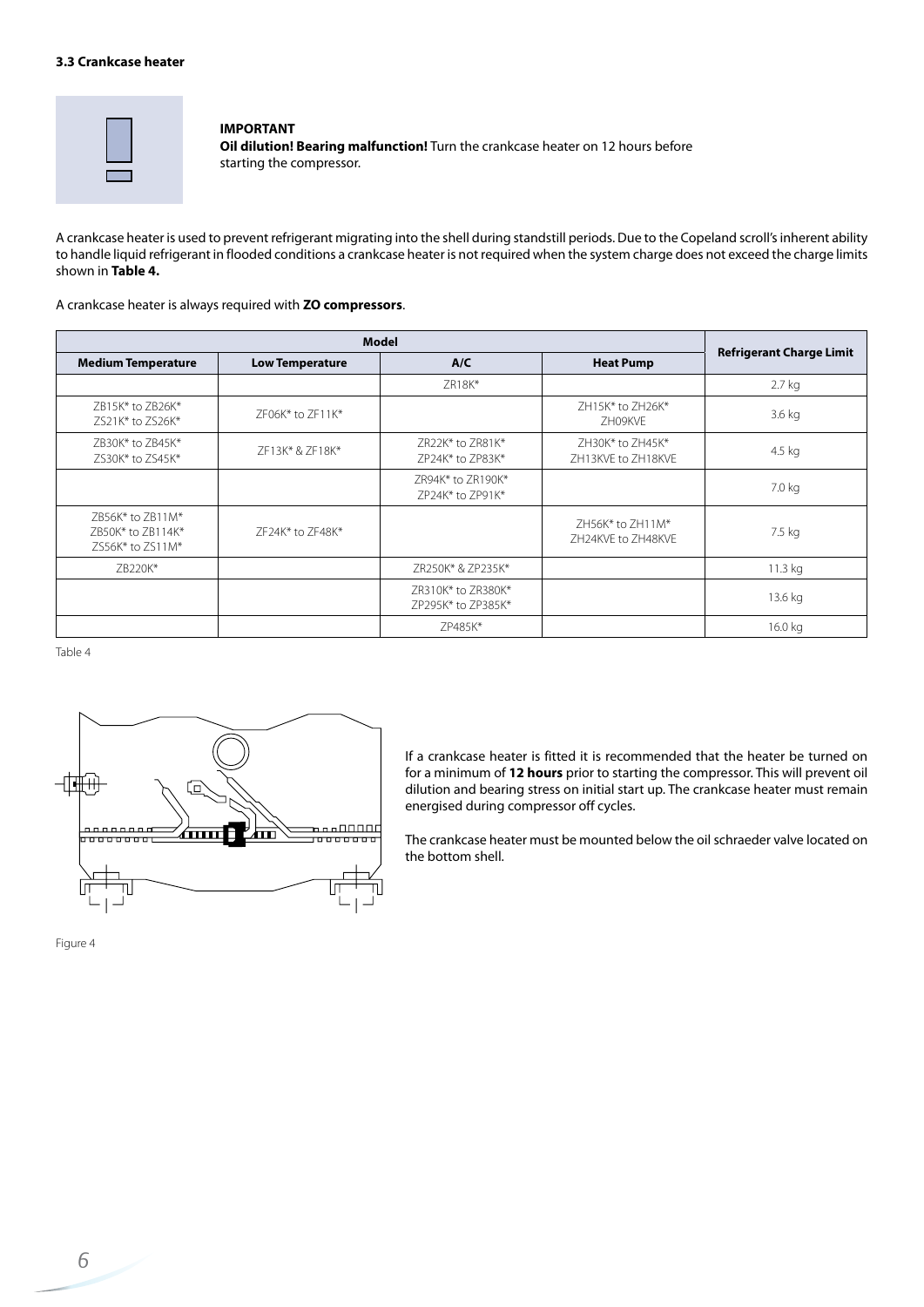### 3.3 Crankcase heater

**IMPORTANT**
**Oil dilution! Bearing malfunction!** Turn the crankcase heater on 12 hours before starting the compressor.

A crankcase heater is used to prevent refrigerant migrating into the shell during standstill periods. Due to the Copeland scroll's inherent ability to handle liquid refrigerant in flooded conditions a crankcase heater is not required when the system charge does not exceed the charge limits shown in **Table 4.**

A crankcase heater is always required with **ZO compressors**.

| Model | | | | Refrigerant Charge Limit |
|---|---|---|---|---|
| **Medium Temperature** | **Low Temperature** | **A/C** | **Heat Pump** | |
| | | ZR18K* | | 2.7 kg |
| ZB15K* to ZB26K*<br>ZS21K* to ZS26K* | ZF06K* to ZF11K* | | ZH15K* to ZH26K*<br>ZH09KVE | 3.6 kg |
| ZB30K* to ZB45K*<br>ZS30K* to ZS45K* | ZF13K* & ZF18K* | ZR22K* to ZR81K*<br>ZP24K* to ZP83K* | ZH30K* to ZH45K*<br>ZH13KVE to ZH18KVE | 4.5 kg |
| | | ZR94K* to ZR190K*<br>ZP24K* to ZP91K* | | 7.0 kg |
| ZB56K* to ZB11M*<br>ZB50K* to ZB114K*<br>ZS56K* to ZS11M* | ZF24K* to ZF48K* | | ZH56K* to ZH11M*<br>ZH24KVE to ZH48KVE | 7.5 kg |
| ZB220K* | | ZR250K* & ZP235K* | | 11.3 kg |
| | | ZR310K* to ZR380K*<br>ZP295K* to ZP385K* | | 13.6 kg |
| | | ZP485K* | | 16.0 kg |

Table 4

If a crankcase heater is fitted it is recommended that the heater be turned on for a minimum of **12 hours** prior to starting the compressor. This will prevent oil dilution and bearing stress on initial start up. The crankcase heater must remain energised during compressor off cycles.

The crankcase heater must be mounted below the oil schraeder valve located on the bottom shell.

Figure 4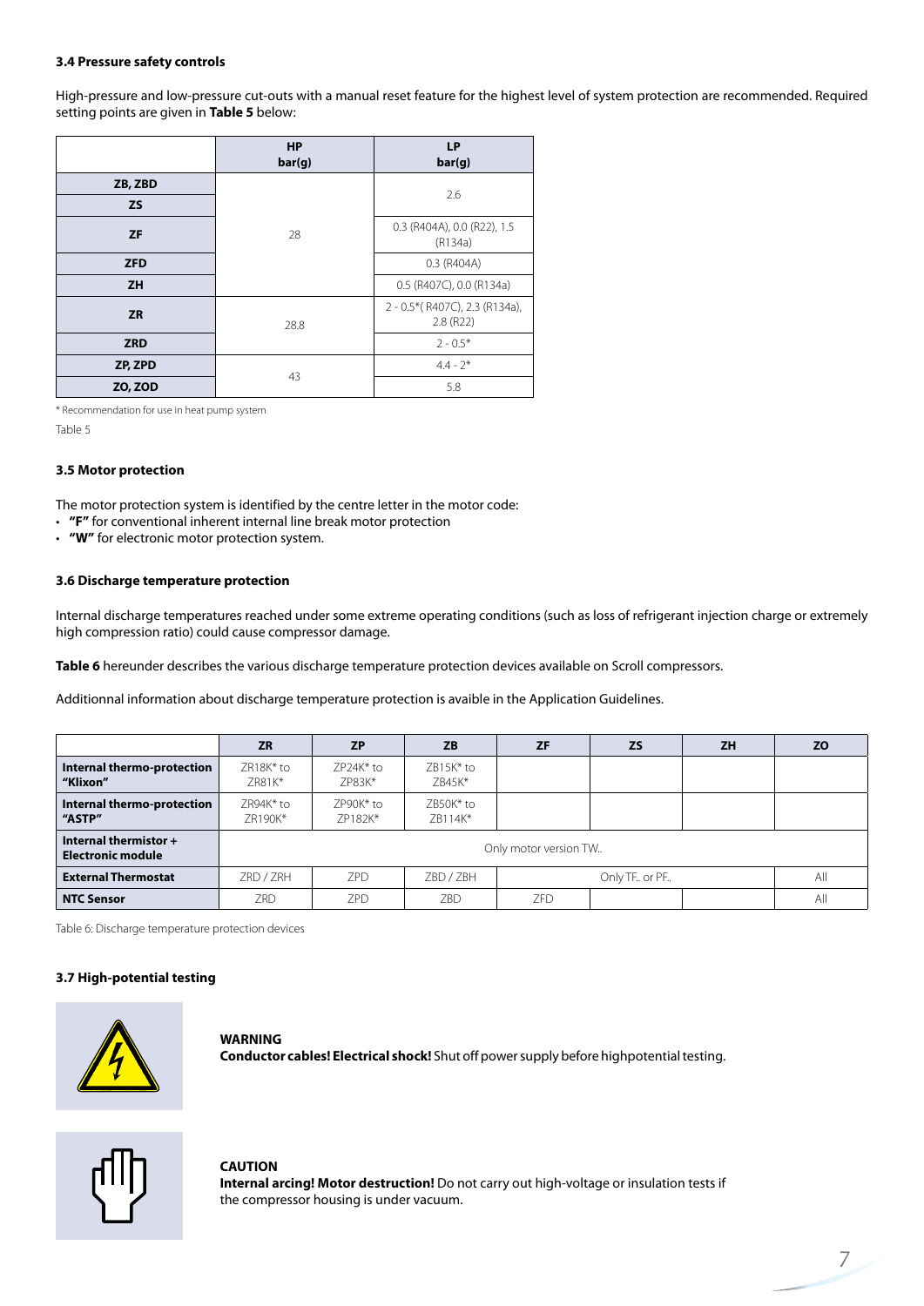### 3.4 Pressure safety controls

High-pressure and low-pressure cut-outs with a manual reset feature for the highest level of system protection are recommended. Required setting points are given in **Table 5** below:

| | HP bar(g) | LP bar(g) |
|---|---|---|
| **ZB, ZBD** | 28 | 2.6 |
| **ZS** | | |
| **ZF** | | 0.3 (R404A), 0.0 (R22), 1.5 (R134a) |
| **ZFD** | | 0.3 (R404A) |
| **ZH** | | 0.5 (R407C), 0.0 (R134a) |
| **ZR** | 28.8 | 2 - 0.5*( R407C), 2.3 (R134a), 2.8 (R22) |
| **ZRD** | | 2 - 0.5* |
| **ZP, ZPD** | 43 | 4.4 - 2* |
| **ZO, ZOD** | | 5.8 |

\* Recommendation for use in heat pump system

Table 5

### 3.5 Motor protection

The motor protection system is identified by the centre letter in the motor code:

- **"F"** for conventional inherent internal line break motor protection
- **"W"** for electronic motor protection system.

### 3.6 Discharge temperature protection

Internal discharge temperatures reached under some extreme operating conditions (such as loss of refrigerant injection charge or extremely high compression ratio) could cause compressor damage.

**Table 6** hereunder describes the various discharge temperature protection devices available on Scroll compressors.

Additionnal information about discharge temperature protection is avaible in the Application Guidelines.

| | ZR | ZP | ZB | ZF | ZS | ZH | ZO |
|---|---|---|---|---|---|---|---|
| **Internal thermo-protection "Klixon"** | ZR18K* to ZR81K* | ZP24K* to ZP83K* | ZB15K* to ZB45K* | | | | |
| **Internal thermo-protection "ASTP"** | ZR94K* to ZR190K* | ZP90K* to ZP182K* | ZB50K* to ZB114K* | | | | |
| **Internal thermistor + Electronic module** | Only motor version TW.. | | | | | | |
| **External Thermostat** | ZRD / ZRH | ZPD | ZBD / ZBH | Only TF.. or PF.. | | | All |
| **NTC Sensor** | ZRD | ZPD | ZBD | ZFD | | | All |

Table 6: Discharge temperature protection devices

### 3.7 High-potential testing

**WARNING**
**Conductor cables! Electrical shock!** Shut off power supply before highpotential testing.

**CAUTION**
**Internal arcing! Motor destruction!** Do not carry out high-voltage or insulation tests if the compressor housing is under vacuum.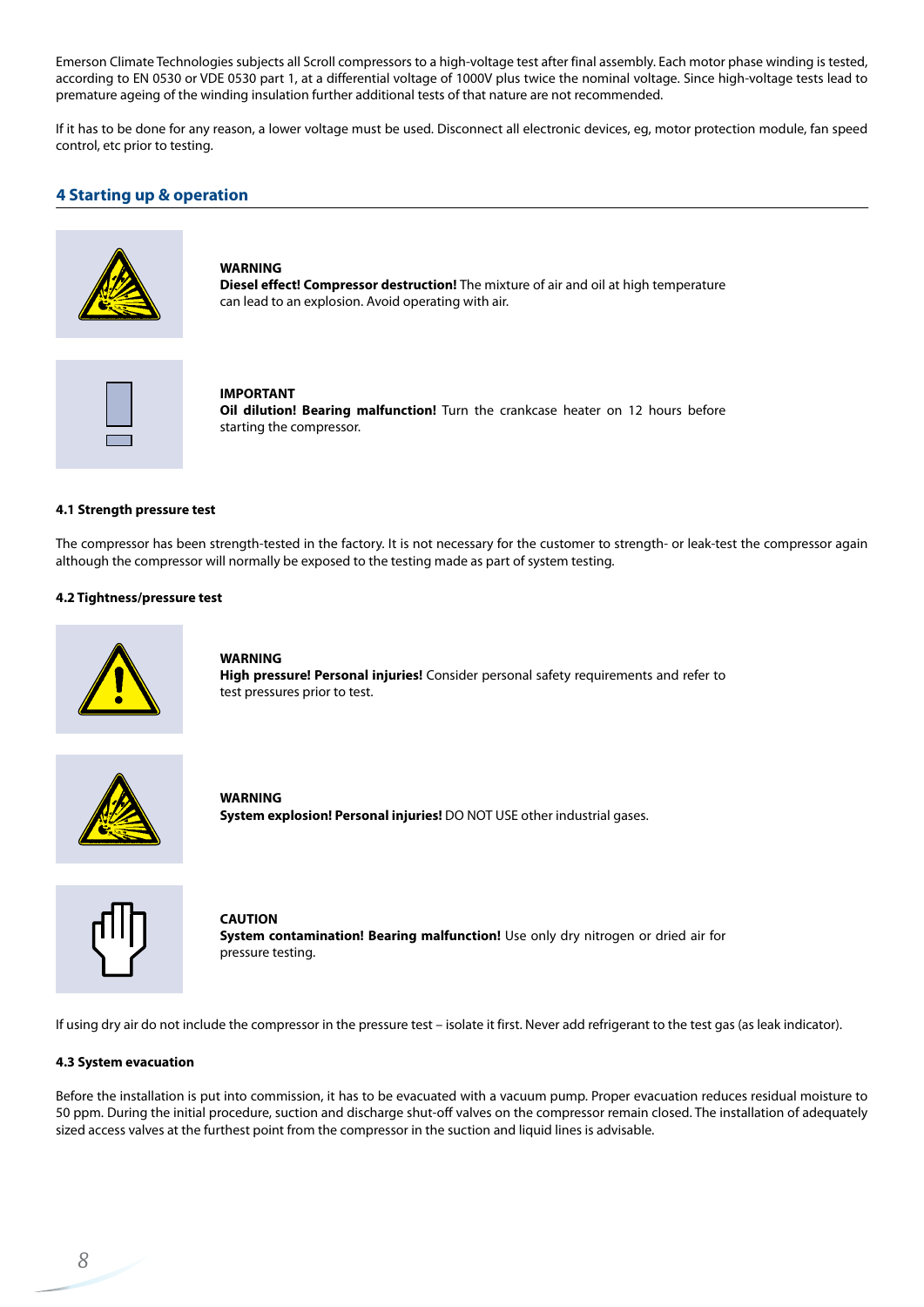Emerson Climate Technologies subjects all Scroll compressors to a high-voltage test after final assembly. Each motor phase winding is tested, according to EN 0530 or VDE 0530 part 1, at a differential voltage of 1000V plus twice the nominal voltage. Since high-voltage tests lead to premature ageing of the winding insulation further additional tests of that nature are not recommended.

If it has to be done for any reason, a lower voltage must be used. Disconnect all electronic devices, eg, motor protection module, fan speed control, etc prior to testing.

## 4 Starting up & operation

**WARNING**
**Diesel effect! Compressor destruction!** The mixture of air and oil at high temperature can lead to an explosion. Avoid operating with air.

**IMPORTANT**
**Oil dilution! Bearing malfunction!** Turn the crankcase heater on 12 hours before starting the compressor.

### 4.1 Strength pressure test

The compressor has been strength-tested in the factory. It is not necessary for the customer to strength- or leak-test the compressor again although the compressor will normally be exposed to the testing made as part of system testing.

### 4.2 Tightness/pressure test

**WARNING**
**High pressure! Personal injuries!** Consider personal safety requirements and refer to test pressures prior to test.

**WARNING**
**System explosion! Personal injuries!** DO NOT USE other industrial gases.

**CAUTION**
**System contamination! Bearing malfunction!** Use only dry nitrogen or dried air for pressure testing.

If using dry air do not include the compressor in the pressure test – isolate it first. Never add refrigerant to the test gas (as leak indicator).

### 4.3 System evacuation

Before the installation is put into commission, it has to be evacuated with a vacuum pump. Proper evacuation reduces residual moisture to 50 ppm. During the initial procedure, suction and discharge shut-off valves on the compressor remain closed. The installation of adequately sized access valves at the furthest point from the compressor in the suction and liquid lines is advisable.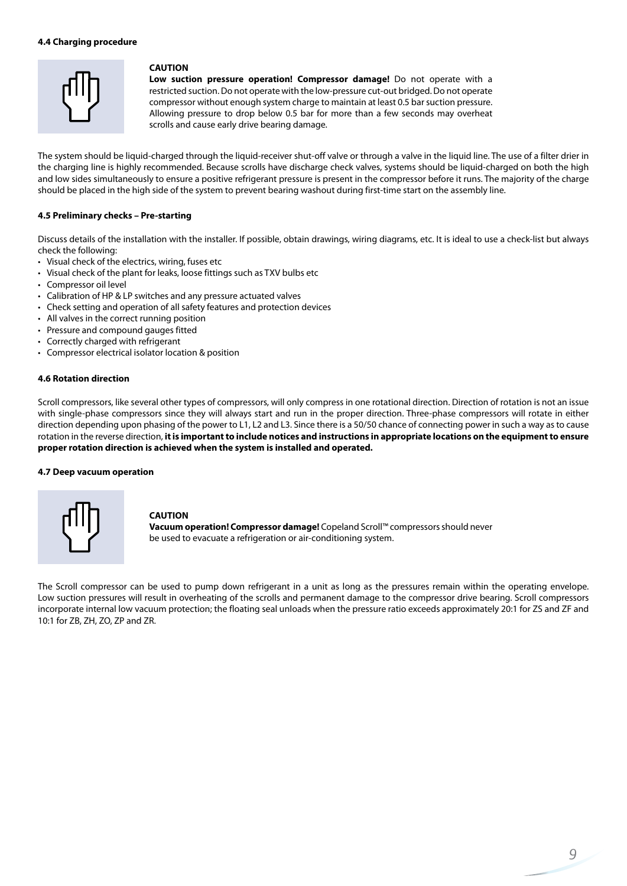#### 4.4 Charging procedure

**CAUTION**

**Low suction pressure operation! Compressor damage!** Do not operate with a restricted suction. Do not operate with the low-pressure cut-out bridged. Do not operate compressor without enough system charge to maintain at least 0.5 bar suction pressure. Allowing pressure to drop below 0.5 bar for more than a few seconds may overheat scrolls and cause early drive bearing damage.

The system should be liquid-charged through the liquid-receiver shut-off valve or through a valve in the liquid line. The use of a filter drier in the charging line is highly recommended. Because scrolls have discharge check valves, systems should be liquid-charged on both the high and low sides simultaneously to ensure a positive refrigerant pressure is present in the compressor before it runs. The majority of the charge should be placed in the high side of the system to prevent bearing washout during first-time start on the assembly line.

#### 4.5 Preliminary checks – Pre-starting

Discuss details of the installation with the installer. If possible, obtain drawings, wiring diagrams, etc. It is ideal to use a check-list but always check the following:

- Visual check of the electrics, wiring, fuses etc
- Visual check of the plant for leaks, loose fittings such as TXV bulbs etc
- Compressor oil level
- Calibration of HP & LP switches and any pressure actuated valves
- Check setting and operation of all safety features and protection devices
- All valves in the correct running position
- Pressure and compound gauges fitted
- Correctly charged with refrigerant
- Compressor electrical isolator location & position

#### 4.6 Rotation direction

Scroll compressors, like several other types of compressors, will only compress in one rotational direction. Direction of rotation is not an issue with single-phase compressors since they will always start and run in the proper direction. Three-phase compressors will rotate in either direction depending upon phasing of the power to L1, L2 and L3. Since there is a 50/50 chance of connecting power in such a way as to cause rotation in the reverse direction, **it is important to include notices and instructions in appropriate locations on the equipment to ensure proper rotation direction is achieved when the system is installed and operated.**

#### 4.7 Deep vacuum operation

**CAUTION**

**Vacuum operation! Compressor damage!** Copeland Scroll™ compressors should never be used to evacuate a refrigeration or air-conditioning system.

The Scroll compressor can be used to pump down refrigerant in a unit as long as the pressures remain within the operating envelope. Low suction pressures will result in overheating of the scrolls and permanent damage to the compressor drive bearing. Scroll compressors incorporate internal low vacuum protection; the floating seal unloads when the pressure ratio exceeds approximately 20:1 for ZS and ZF and 10:1 for ZB, ZH, ZO, ZP and ZR.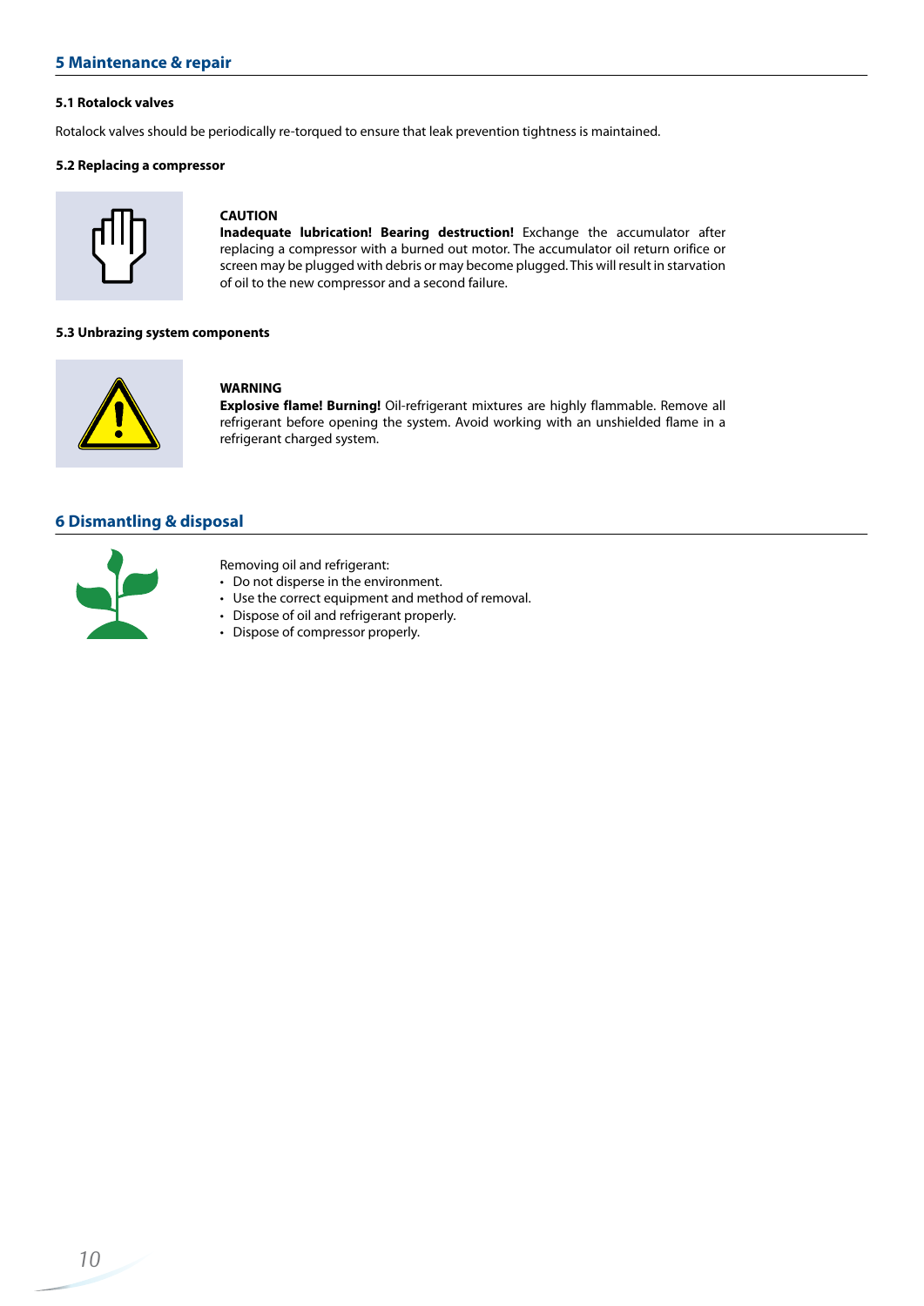## 5 Maintenance & repair

### 5.1 Rotalock valves

Rotalock valves should be periodically re-torqued to ensure that leak prevention tightness is maintained.

### 5.2 Replacing a compressor

**CAUTION**

**Inadequate lubrication! Bearing destruction!** Exchange the accumulator after replacing a compressor with a burned out motor. The accumulator oil return orifice or screen may be plugged with debris or may become plugged. This will result in starvation of oil to the new compressor and a second failure.

### 5.3 Unbrazing system components

**WARNING**

**Explosive flame! Burning!** Oil-refrigerant mixtures are highly flammable. Remove all refrigerant before opening the system. Avoid working with an unshielded flame in a refrigerant charged system.

## 6 Dismantling & disposal

Removing oil and refrigerant:

- Do not disperse in the environment.
- Use the correct equipment and method of removal.
- Dispose of oil and refrigerant properly.
- Dispose of compressor properly.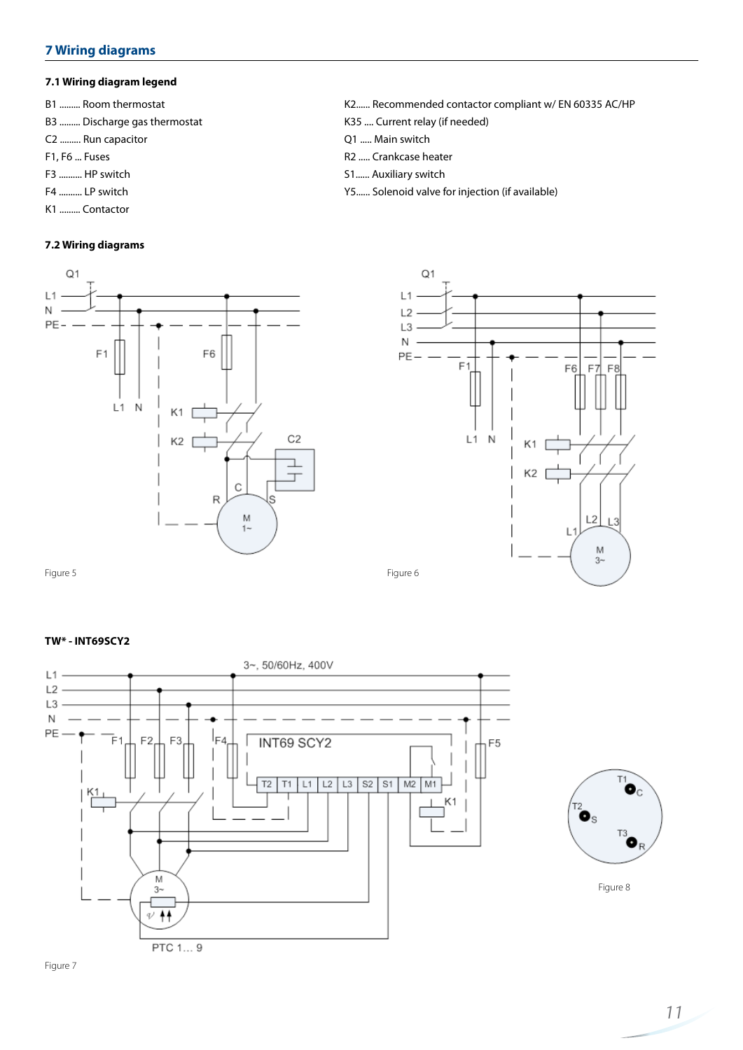## 7 Wiring diagrams

### 7.1 Wiring diagram legend

B1 ......... Room thermostat
B3 ......... Discharge gas thermostat
C2 ......... Run capacitor
F1, F6 ... Fuses
F3 .......... HP switch
F4 .......... LP switch
K1 ......... Contactor

K2...... Recommended contactor compliant w/ EN 60335 AC/HP
K35 .... Current relay (if needed)
Q1 ..... Main switch
R2 ..... Crankcase heater
S1...... Auxiliary switch
Y5...... Solenoid valve for injection (if available)

### 7.2 Wiring diagrams

Q1
L1
N
PE
F1
F6
L1 N
K1
K2
C2
C
R
S
M 1~

Figure 5

Q1
L1
L2
L3
N
PE
F1
F6 F7 F8
L1 N
K1
K2
L1 L2 L3
M 3~

Figure 6

**TW* - INT69SCY2**

3~, 50/60Hz, 400V
L1
L2
L3
N
PE
F1 F2 F3 F4
INT69 SCY2
T2 T1 L1 L2 L3 S2 S1 M2 M1
F5
K1
K1
M 3~
PTC 1… 9

Figure 7

T1 C
T2 S
T3 R

Figure 8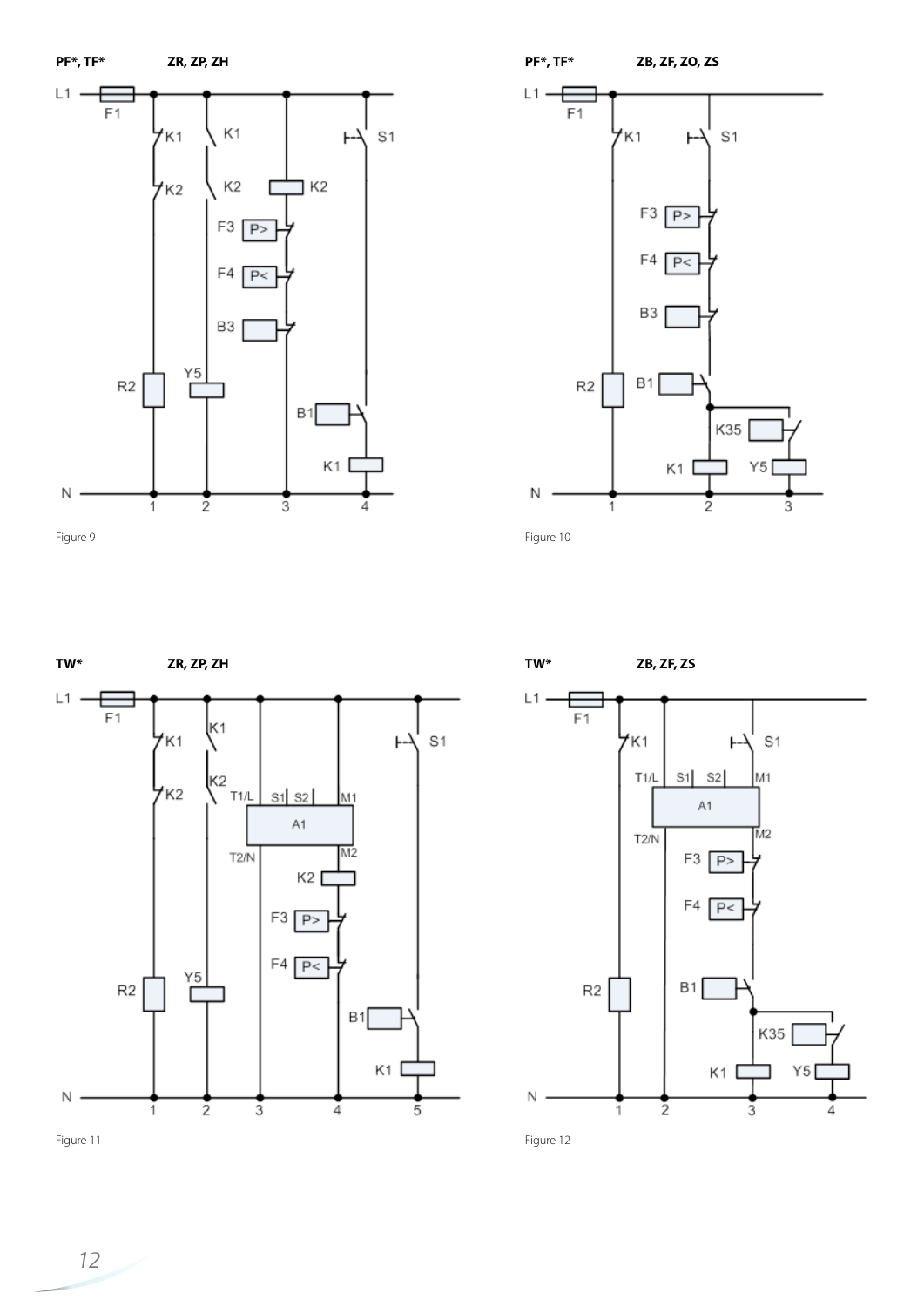**PF*, TF*** **ZR, ZP, ZH**

L1
F1
K1
K1
S1
K2
K2
K2
F3 P>
F4 P<
B3
R2
Y5
B1
K1
N
1
2
3
4

Figure 9

**PF*, TF*** **ZB, ZF, ZO, ZS**

L1
F1
K1
S1
F3 P>
F4 P<
B3
R2
B1
K35
K1
Y5
N
1
2
3

Figure 10

**TW*** **ZR, ZP, ZH**

L1
F1
K1
K1
S1
K2
K2
T1/L
S1
S2
M1
A1
T2/N
M2
K2
F3 P>
F4 P<
R2
Y5
B1
K1
N
1
2
3
4
5

Figure 11

**TW*** **ZB, ZF, ZS**

L1
F1
K1
S1
T1/L
S1
S2
M1
A1
T2/N
M2
F3 P>
F4 P<
R2
B1
K35
K1
Y5
N
1
2
3
4

Figure 12